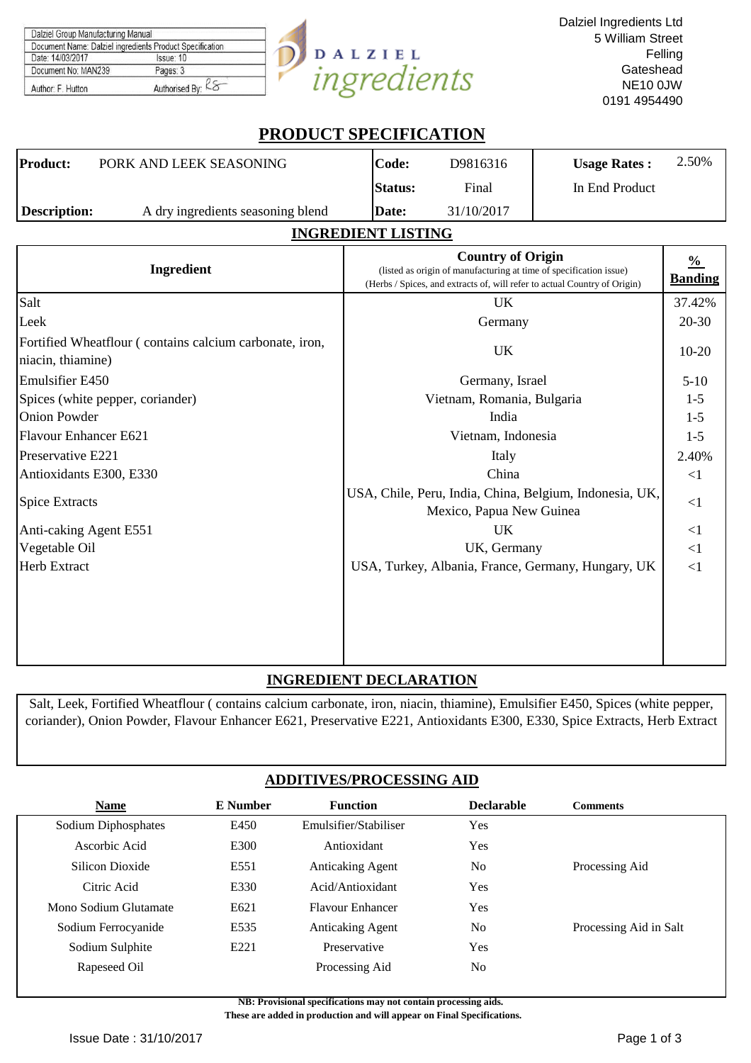| Dalziel Group Manufacturing Manual | |
|---|---|
| Document Name: Dalziel ingredients Product Specification | |
| Date: 14/03/2017 | Issue: 10 |
| Document No: MAN239 | Pages: 3 |
| Author: F. Hutton | Authorised By: RS |

Dalziel Ingredients Ltd
5 William Street
Felling
Gateshead
NE10 0JW
0191 4954490

# PRODUCT SPECIFICATION

| **Product:** | PORK AND LEEK SEASONING | **Code:** | D9816316 | **Usage Rates :** | 2.50% |
|---|---|---|---|---|---|
| | | **Status:** | Final | In End Product | |
| **Description:** | A dry ingredients seasoning blend | **Date:** | 31/10/2017 | | |

## INGREDIENT LISTING

| Ingredient | Country of Origin (listed as origin of manufacturing at time of specification issue) (Herbs / Spices, and extracts of, will refer to actual Country of Origin) | % Banding |
|---|---|---|
| Salt | UK | 37.42% |
| Leek | Germany | 20-30 |
| Fortified Wheatflour ( contains calcium carbonate, iron, niacin, thiamine) | UK | 10-20 |
| Emulsifier E450 | Germany, Israel | 5-10 |
| Spices (white pepper, coriander) | Vietnam, Romania, Bulgaria | 1-5 |
| Onion Powder | India | 1-5 |
| Flavour Enhancer E621 | Vietnam, Indonesia | 1-5 |
| Preservative E221 | Italy | 2.40% |
| Antioxidants E300, E330 | China | <1 |
| Spice Extracts | USA, Chile, Peru, India, China, Belgium, Indonesia, UK, Mexico, Papua New Guinea | <1 |
| Anti-caking Agent E551 | UK | <1 |
| Vegetable Oil | UK, Germany | <1 |
| Herb Extract | USA, Turkey, Albania, France, Germany, Hungary, UK | <1 |

## INGREDIENT DECLARATION

Salt, Leek, Fortified Wheatflour ( contains calcium carbonate, iron, niacin, thiamine), Emulsifier E450, Spices (white pepper, coriander), Onion Powder, Flavour Enhancer E621, Preservative E221, Antioxidants E300, E330, Spice Extracts, Herb Extract

## ADDITIVES/PROCESSING AID

| Name | E Number | Function | Declarable | Comments |
|---|---|---|---|---|
| Sodium Diphosphates | E450 | Emulsifier/Stabiliser | Yes | |
| Ascorbic Acid | E300 | Antioxidant | Yes | |
| Silicon Dioxide | E551 | Anticaking Agent | No | Processing Aid |
| Citric Acid | E330 | Acid/Antioxidant | Yes | |
| Mono Sodium Glutamate | E621 | Flavour Enhancer | Yes | |
| Sodium Ferrocyanide | E535 | Anticaking Agent | No | Processing Aid in Salt |
| Sodium Sulphite | E221 | Preservative | Yes | |
| Rapeseed Oil | | Processing Aid | No | |

**NB: Provisional specifications may not contain processing aids.**
**These are added in production and will appear on Final Specifications.**

Issue Date : 31/10/2017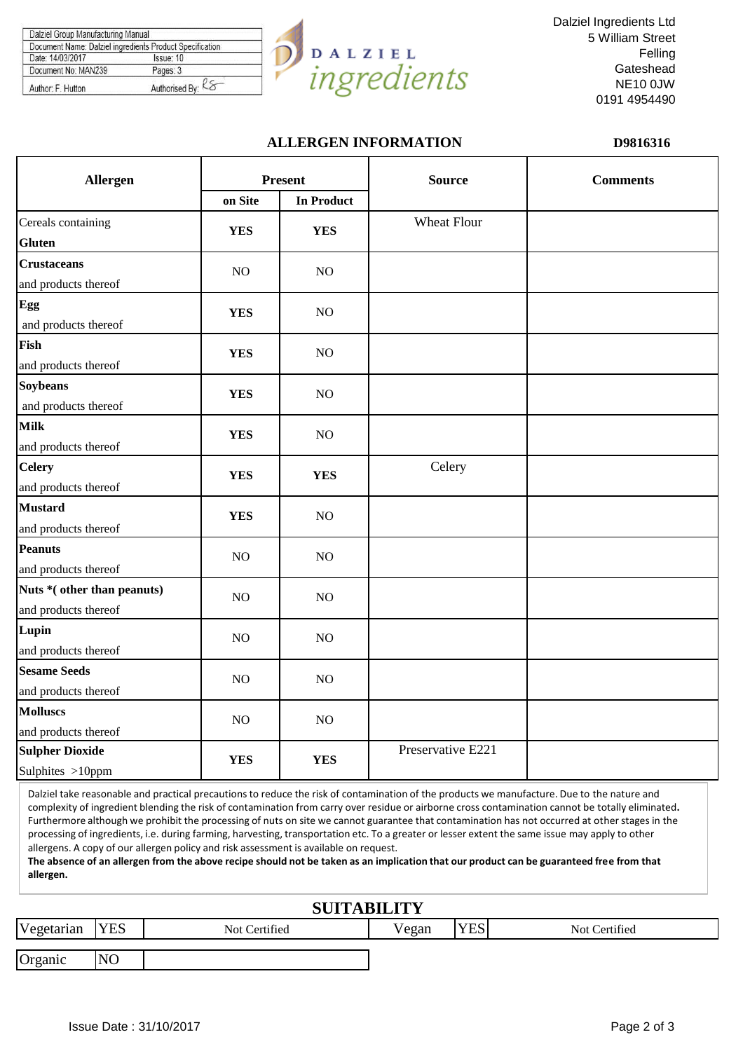| Dalziel Group Manufacturing Manual | |
|---|---|
| Document Name: Dalziel ingredients Product Specification | |
| Date: 14/03/2017 | Issue: 10 |
| Document No: MAN239 | Pages: 3 |
| Author: F. Hutton | Authorised By: RS |

Dalziel Ingredients Ltd
5 William Street
Felling
Gateshead
NE10 0JW
0191 4954490

## ALLERGEN INFORMATION

**D9816316**

| Allergen | Present | | Source | Comments |
|---|---|---|---|---|
| | on Site | In Product | | |
| Cereals containing **Gluten** | **YES** | **YES** | Wheat Flour | |
| **Crustaceans** and products thereof | NO | NO | | |
| **Egg** and products thereof | **YES** | NO | | |
| **Fish** and products thereof | **YES** | NO | | |
| **Soybeans** and products thereof | **YES** | NO | | |
| **Milk** and products thereof | **YES** | NO | | |
| **Celery** and products thereof | **YES** | **YES** | Celery | |
| **Mustard** and products thereof | **YES** | NO | | |
| **Peanuts** and products thereof | NO | NO | | |
| **Nuts *( other than peanuts)** and products thereof | NO | NO | | |
| **Lupin** and products thereof | NO | NO | | |
| **Sesame Seeds** and products thereof | NO | NO | | |
| **Molluscs** and products thereof | NO | NO | | |
| **Sulpher Dioxide** Sulphites >10ppm | **YES** | **YES** | Preservative E221 | |

Dalziel take reasonable and practical precautions to reduce the risk of contamination of the products we manufacture. Due to the nature and complexity of ingredient blending the risk of contamination from carry over residue or airborne cross contamination cannot be totally eliminated. Furthermore although we prohibit the processing of nuts on site we cannot guarantee that contamination has not occurred at other stages in the processing of ingredients, i.e. during farming, harvesting, transportation etc. To a greater or lesser extent the same issue may apply to other allergens. A copy of our allergen policy and risk assessment is available on request.

**The absence of an allergen from the above recipe should not be taken as an implication that our product can be guaranteed free from that allergen.**

## SUITABILITY

| Vegetarian | YES | Not Certified | Vegan | YES | Not Certified |
|---|---|---|---|---|---|
| Organic | NO | | | | |

Issue Date : 31/10/2017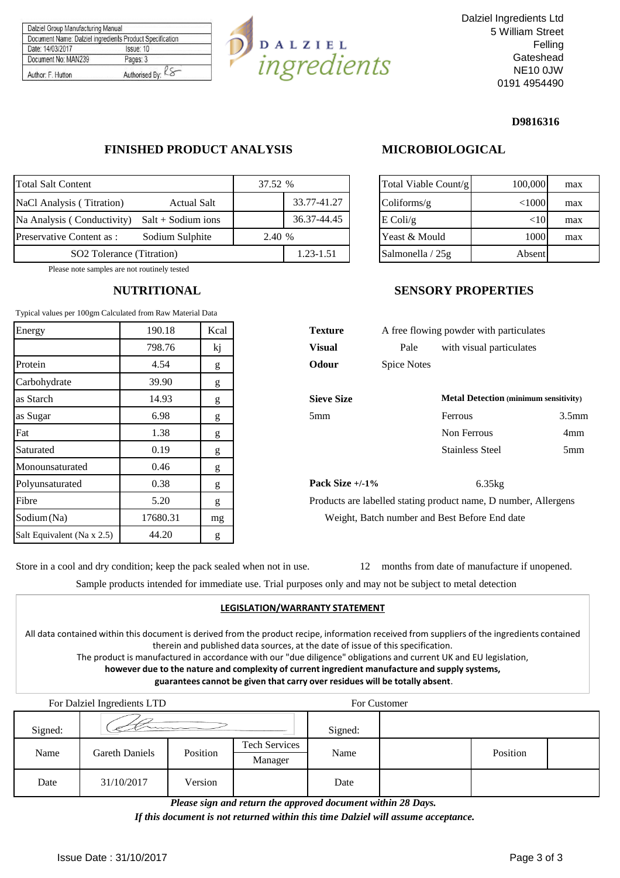| | |
|---|---|
| Dalziel Group Manufacturing Manual | |
| Document Name: Dalziel ingredients Product Specification | |
| Date: 14/03/2017 | Issue: 10 |
| Document No: MAN239 | Pages: 3 |
| Author: F. Hutton | Authorised By: |

Dalziel Ingredients Ltd
5 William Street
Felling
Gateshead
NE10 0JW
0191 4954490

**D9816316**

## FINISHED PRODUCT ANALYSIS

| | | | |
|---|---|---|---|
| Total Salt Content | | 37.52 % | |
| NaCl Analysis ( Titration) | Actual Salt | | 33.77-41.27 |
| Na Analysis ( Conductivity) | Salt + Sodium ions | | 36.37-44.45 |
| Preservative Content as : | Sodium Sulphite | 2.40 % | |
| SO2 Tolerance (Titration) | | | 1.23-1.51 |

Please note samples are not routinely tested

## MICROBIOLOGICAL

| | | |
|---|---|---|
| Total Viable Count/g | 100,000 | max |
| Coliforms/g | <1000 | max |
| E Coli/g | <10 | max |
| Yeast & Mould | 1000 | max |
| Salmonella / 25g | Absent | |

## NUTRITIONAL

Typical values per 100gm Calculated from Raw Material Data

| | | |
|---|---|---|
| Energy | 190.18 | Kcal |
| | 798.76 | kj |
| Protein | 4.54 | g |
| Carbohydrate | 39.90 | g |
| as Starch | 14.93 | g |
| as Sugar | 6.98 | g |
| Fat | 1.38 | g |
| Saturated | 0.19 | g |
| Monounsaturated | 0.46 | g |
| Polyunsaturated | 0.38 | g |
| Fibre | 5.20 | g |
| Sodium (Na) | 17680.31 | mg |
| Salt Equivalent (Na x 2.5) | 44.20 | g |

## SENSORY PROPERTIES

**Texture** A free flowing powder with particulates

**Visual** Pale with visual particulates

**Odour** Spice Notes

**Sieve Size** 5mm

**Metal Detection (minimum sensitivity)**

| | |
|---|---|
| Ferrous | 3.5mm |
| Non Ferrous | 4mm |
| Stainless Steel | 5mm |

**Pack Size +/-1%** 6.35kg

Products are labelled stating product name, D number, Allergens Weight, Batch number and Best Before End date

Store in a cool and dry condition; keep the pack sealed when not in use. 12 months from date of manufacture if unopened.

Sample products intended for immediate use. Trial purposes only and may not be subject to metal detection

**LEGISLATION/WARRANTY STATEMENT**

All data contained within this document is derived from the product recipe, information received from suppliers of the ingredients contained therein and published data sources, at the date of issue of this specification.
The product is manufactured in accordance with our "due diligence" obligations and current UK and EU legislation,
**however due to the nature and complexity of current ingredient manufacture and supply systems, guarantees cannot be given that carry over residues will be totally absent**.

| For Dalziel Ingredients LTD | | | | For Customer | | | |
|---|---|---|---|---|---|---|---|
| Signed: | | | | Signed: | | | |
| Name | Gareth Daniels | Position | Tech Services Manager | Name | | Position | |
| Date | 31/10/2017 | Version | | Date | | | |

***Please sign and return the approved document within 28 Days.***

***If this document is not returned within this time Dalziel will assume acceptance.***

Issue Date : 31/10/2017